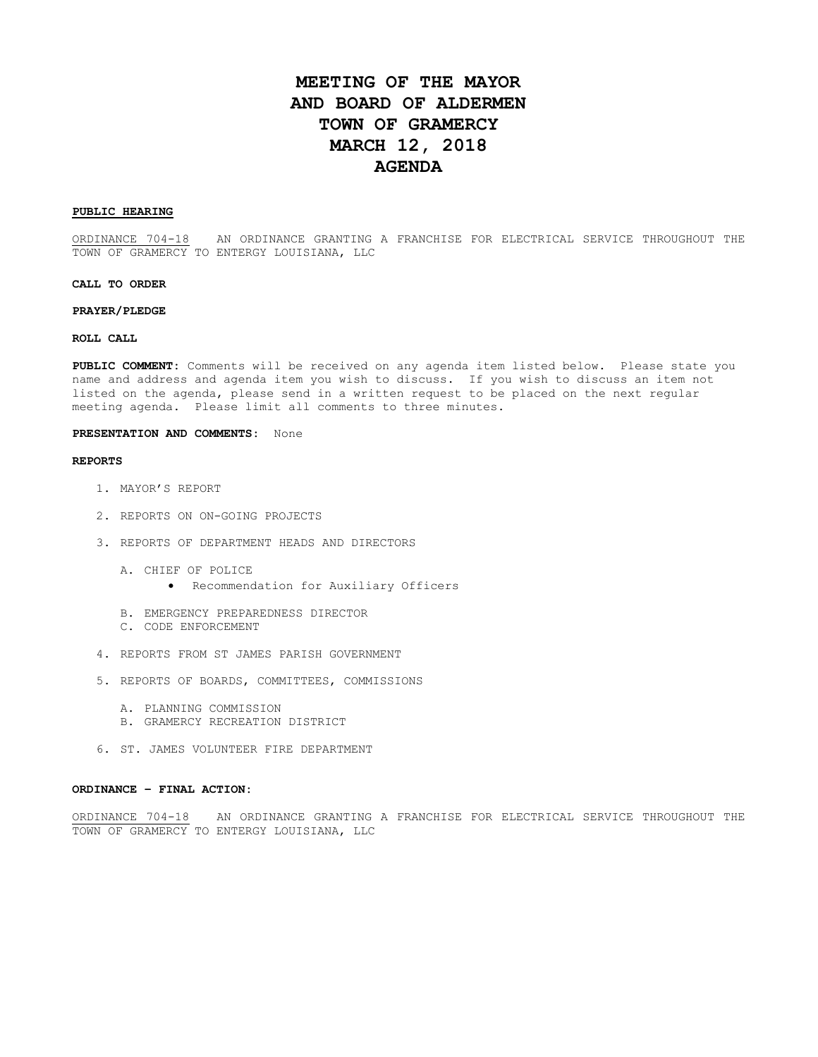# MEETING OF THE MAYOR AND BOARD OF ALDERMEN TOWN OF GRAMERCY MARCH 12, 2018 AGENDA

**PUBLIC HEARING**

ORDINANCE 704-18 AN ORDINANCE GRANTING A FRANCHISE FOR ELECTRICAL SERVICE THROUGHOUT THE TOWN OF GRAMERCY TO ENTERGY LOUISIANA, LLC

**CALL TO ORDER**

**PRAYER/PLEDGE**

**ROLL CALL**

**PUBLIC COMMENT:** Comments will be received on any agenda item listed below. Please state you name and address and agenda item you wish to discuss. If you wish to discuss an item not listed on the agenda, please send in a written request to be placed on the next regular meeting agenda. Please limit all comments to three minutes.

**PRESENTATION AND COMMENTS:** None

**REPORTS**

1. MAYOR'S REPORT
2. REPORTS ON ON-GOING PROJECTS
3. REPORTS OF DEPARTMENT HEADS AND DIRECTORS
   - A. CHIEF OF POLICE
     - Recommendation for Auxiliary Officers
   - B. EMERGENCY PREPAREDNESS DIRECTOR
   - C. CODE ENFORCEMENT
4. REPORTS FROM ST JAMES PARISH GOVERNMENT
5. REPORTS OF BOARDS, COMMITTEES, COMMISSIONS
   - A. PLANNING COMMISSION
   - B. GRAMERCY RECREATION DISTRICT
6. ST. JAMES VOLUNTEER FIRE DEPARTMENT

**ORDINANCE – FINAL ACTION:**

ORDINANCE 704-18 AN ORDINANCE GRANTING A FRANCHISE FOR ELECTRICAL SERVICE THROUGHOUT THE TOWN OF GRAMERCY TO ENTERGY LOUISIANA, LLC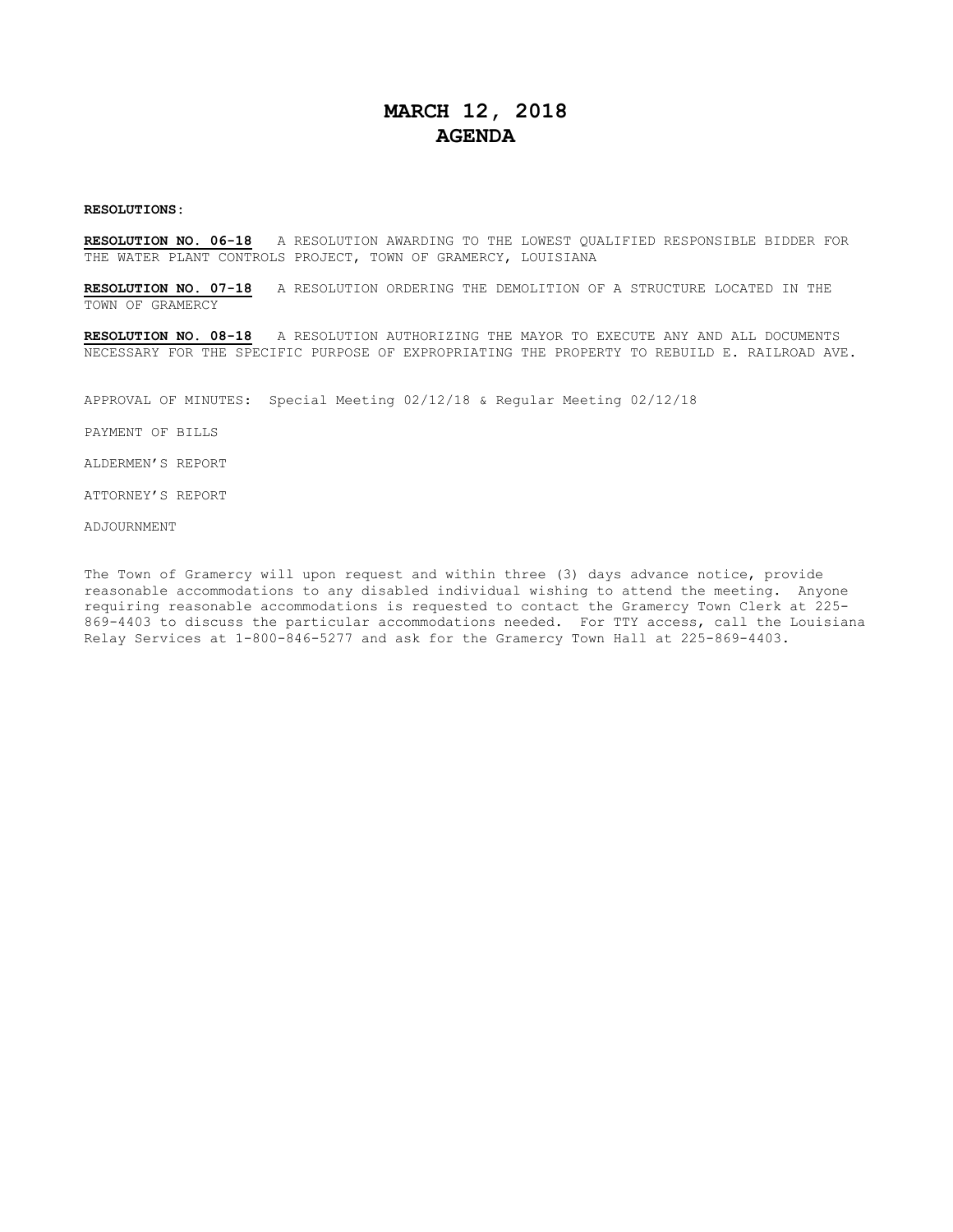# MARCH 12, 2018
# AGENDA

**RESOLUTIONS:**

**RESOLUTION NO. 06-18** A RESOLUTION AWARDING TO THE LOWEST QUALIFIED RESPONSIBLE BIDDER FOR THE WATER PLANT CONTROLS PROJECT, TOWN OF GRAMERCY, LOUISIANA

**RESOLUTION NO. 07-18** A RESOLUTION ORDERING THE DEMOLITION OF A STRUCTURE LOCATED IN THE TOWN OF GRAMERCY

**RESOLUTION NO. 08-18** A RESOLUTION AUTHORIZING THE MAYOR TO EXECUTE ANY AND ALL DOCUMENTS NECESSARY FOR THE SPECIFIC PURPOSE OF EXPROPRIATING THE PROPERTY TO REBUILD E. RAILROAD AVE.

APPROVAL OF MINUTES: Special Meeting 02/12/18 & Regular Meeting 02/12/18

PAYMENT OF BILLS

ALDERMEN'S REPORT

ATTORNEY'S REPORT

ADJOURNMENT

The Town of Gramercy will upon request and within three (3) days advance notice, provide reasonable accommodations to any disabled individual wishing to attend the meeting. Anyone requiring reasonable accommodations is requested to contact the Gramercy Town Clerk at 225-869-4403 to discuss the particular accommodations needed. For TTY access, call the Louisiana Relay Services at 1-800-846-5277 and ask for the Gramercy Town Hall at 225-869-4403.